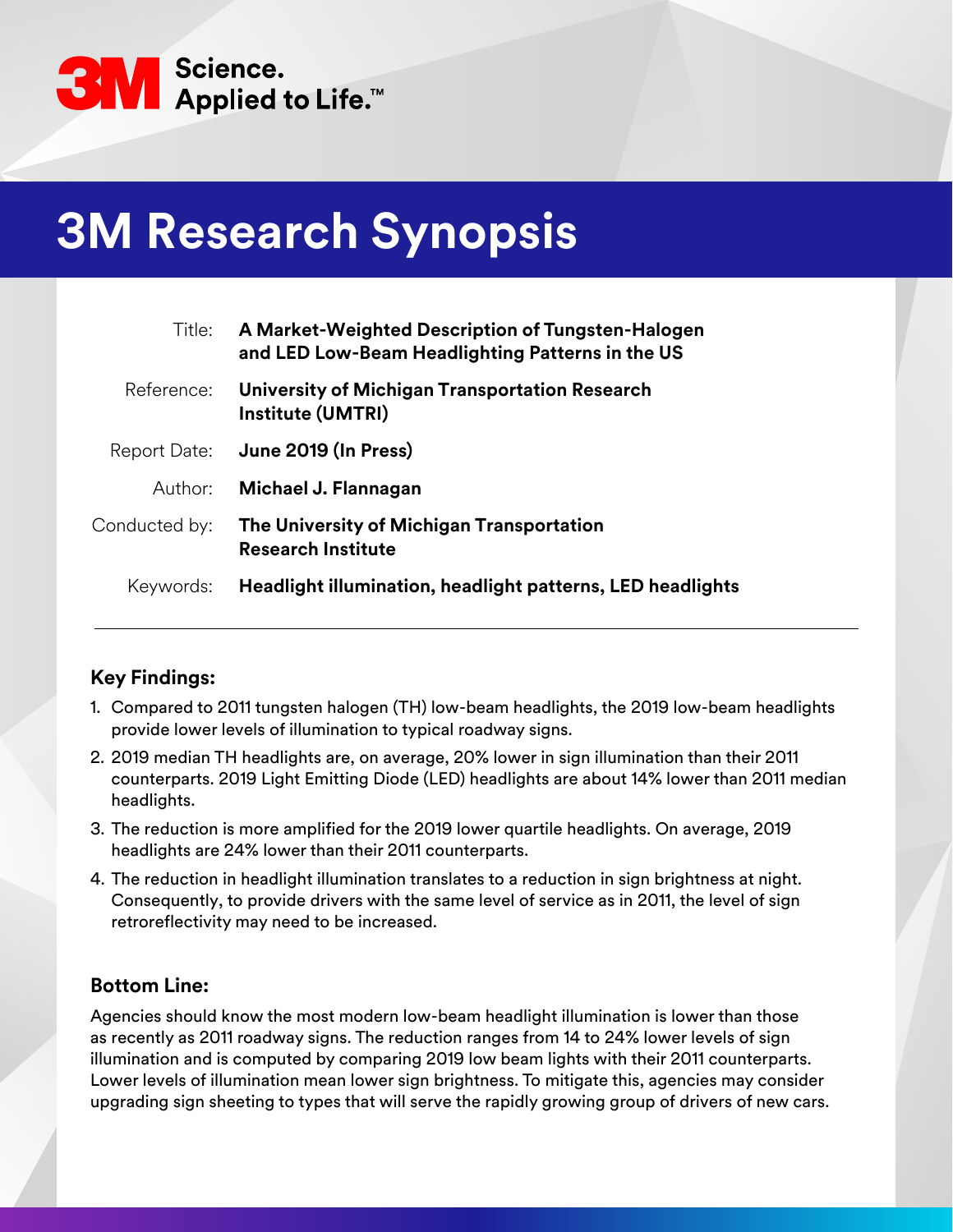3M Science. Applied to Life.™

# 3M Research Synopsis

| | |
|---|---|
| Title: | **A Market-Weighted Description of Tungsten-Halogen and LED Low-Beam Headlighting Patterns in the US** |
| Reference: | **University of Michigan Transportation Research Institute (UMTRI)** |
| Report Date: | **June 2019 (In Press)** |
| Author: | **Michael J. Flannagan** |
| Conducted by: | **The University of Michigan Transportation Research Institute** |
| Keywords: | **Headlight illumination, headlight patterns, LED headlights** |

---

## Key Findings:

1. Compared to 2011 tungsten halogen (TH) low-beam headlights, the 2019 low-beam headlights provide lower levels of illumination to typical roadway signs.
2. 2019 median TH headlights are, on average, 20% lower in sign illumination than their 2011 counterparts. 2019 Light Emitting Diode (LED) headlights are about 14% lower than 2011 median headlights.
3. The reduction is more amplified for the 2019 lower quartile headlights. On average, 2019 headlights are 24% lower than their 2011 counterparts.
4. The reduction in headlight illumination translates to a reduction in sign brightness at night. Consequently, to provide drivers with the same level of service as in 2011, the level of sign retroreflectivity may need to be increased.

## Bottom Line:

Agencies should know the most modern low-beam headlight illumination is lower than those as recently as 2011 roadway signs. The reduction ranges from 14 to 24% lower levels of sign illumination and is computed by comparing 2019 low beam lights with their 2011 counterparts. Lower levels of illumination mean lower sign brightness. To mitigate this, agencies may consider upgrading sign sheeting to types that will serve the rapidly growing group of drivers of new cars.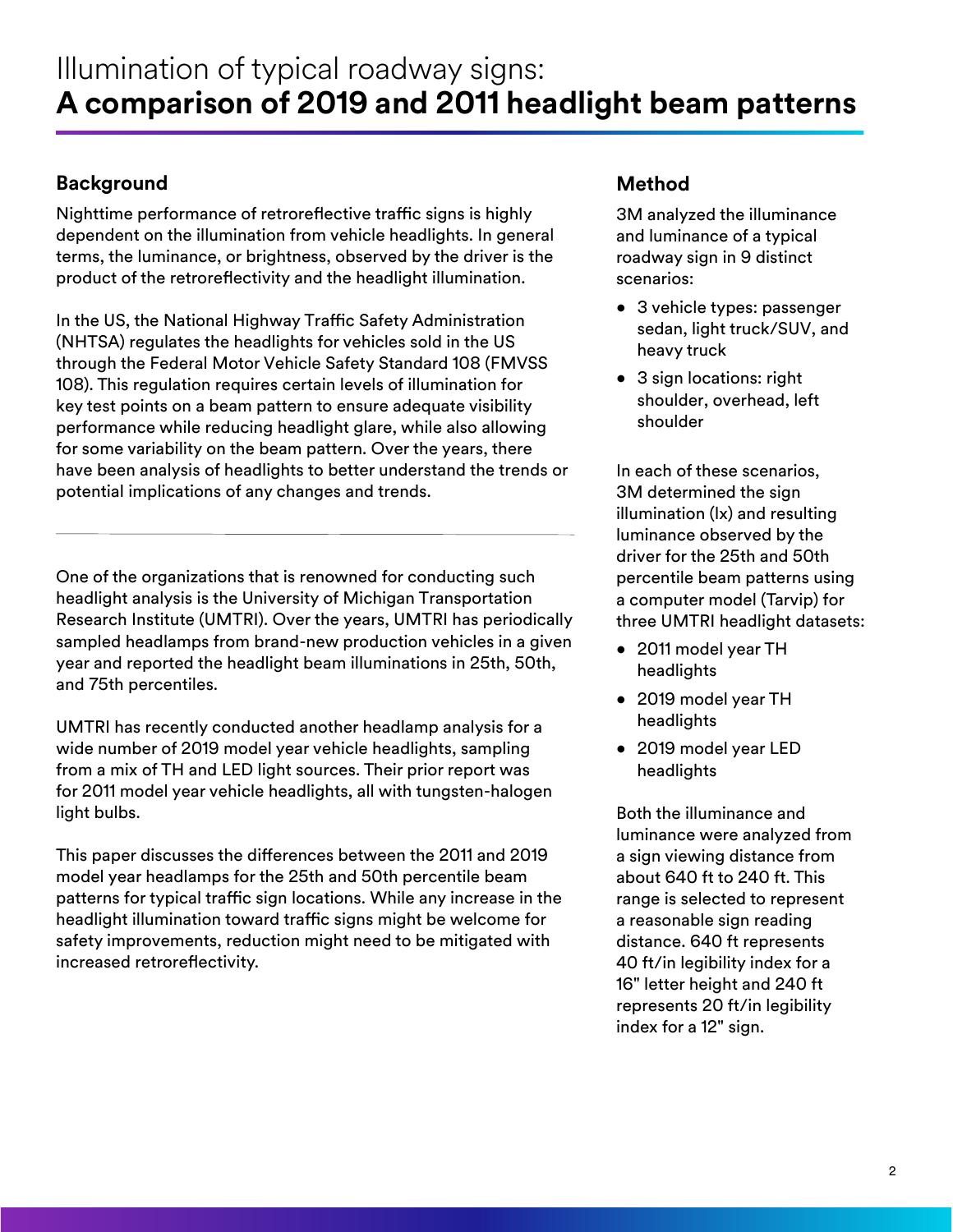Illumination of typical roadway signs:
# A comparison of 2019 and 2011 headlight beam patterns

## Background

Nighttime performance of retroreflective traffic signs is highly dependent on the illumination from vehicle headlights. In general terms, the luminance, or brightness, observed by the driver is the product of the retroreflectivity and the headlight illumination.

In the US, the National Highway Traffic Safety Administration (NHTSA) regulates the headlights for vehicles sold in the US through the Federal Motor Vehicle Safety Standard 108 (FMVSS 108). This regulation requires certain levels of illumination for key test points on a beam pattern to ensure adequate visibility performance while reducing headlight glare, while also allowing for some variability on the beam pattern. Over the years, there have been analysis of headlights to better understand the trends or potential implications of any changes and trends.

---

One of the organizations that is renowned for conducting such headlight analysis is the University of Michigan Transportation Research Institute (UMTRI). Over the years, UMTRI has periodically sampled headlamps from brand-new production vehicles in a given year and reported the headlight beam illuminations in 25th, 50th, and 75th percentiles.

UMTRI has recently conducted another headlamp analysis for a wide number of 2019 model year vehicle headlights, sampling from a mix of TH and LED light sources. Their prior report was for 2011 model year vehicle headlights, all with tungsten-halogen light bulbs.

This paper discusses the differences between the 2011 and 2019 model year headlamps for the 25th and 50th percentile beam patterns for typical traffic sign locations. While any increase in the headlight illumination toward traffic signs might be welcome for safety improvements, reduction might need to be mitigated with increased retroreflectivity.

## Method

3M analyzed the illuminance and luminance of a typical roadway sign in 9 distinct scenarios:

- 3 vehicle types: passenger sedan, light truck/SUV, and heavy truck
- 3 sign locations: right shoulder, overhead, left shoulder

In each of these scenarios, 3M determined the sign illumination (lx) and resulting luminance observed by the driver for the 25th and 50th percentile beam patterns using a computer model (Tarvip) for three UMTRI headlight datasets:

- 2011 model year TH headlights
- 2019 model year TH headlights
- 2019 model year LED headlights

Both the illuminance and luminance were analyzed from a sign viewing distance from about 640 ft to 240 ft. This range is selected to represent a reasonable sign reading distance. 640 ft represents 40 ft/in legibility index for a 16" letter height and 240 ft represents 20 ft/in legibility index for a 12" sign.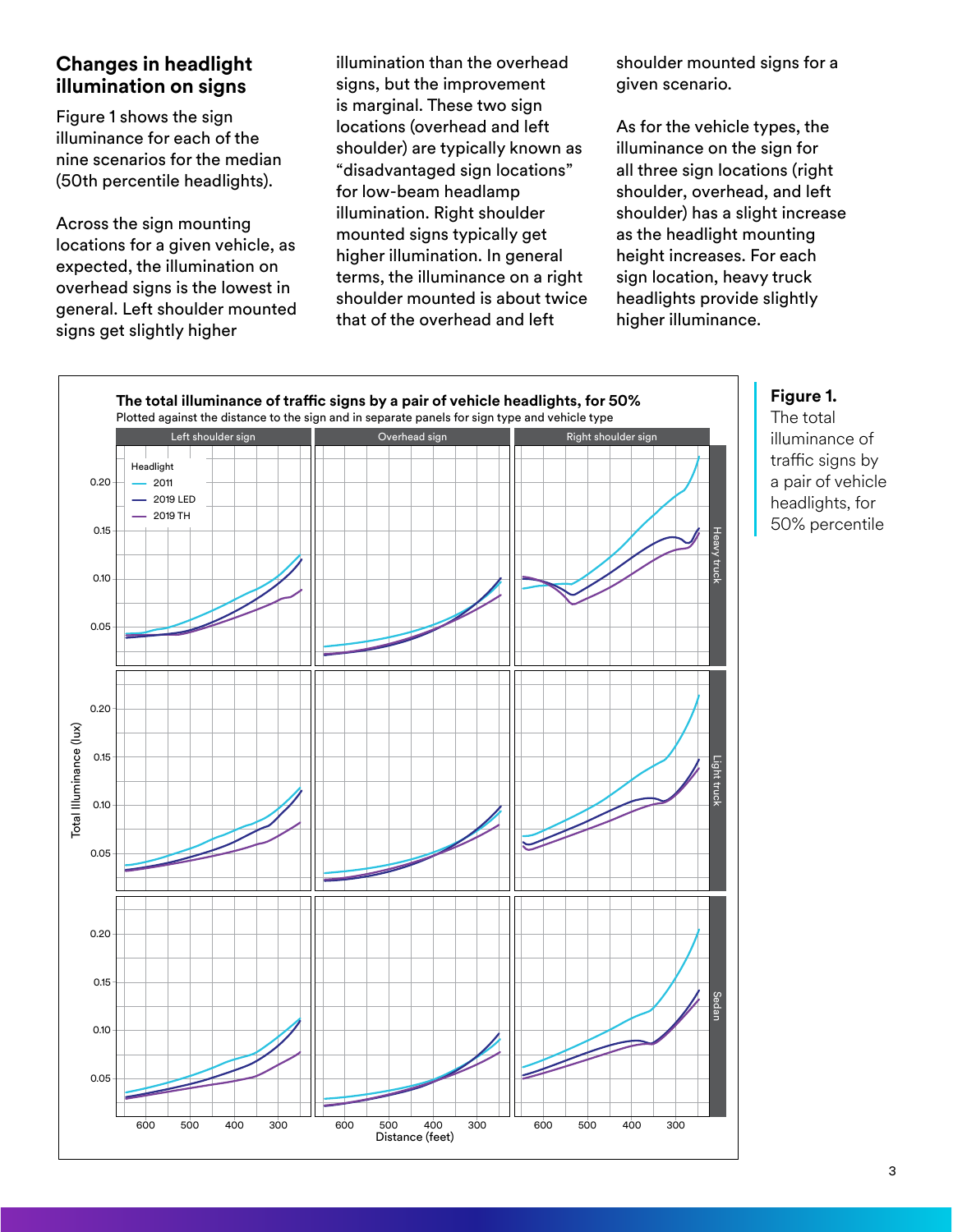## Changes in headlight illumination on signs

Figure 1 shows the sign illuminance for each of the nine scenarios for the median (50th percentile headlights).

Across the sign mounting locations for a given vehicle, as expected, the illumination on overhead signs is the lowest in general. Left shoulder mounted signs get slightly higher illumination than the overhead signs, but the improvement is marginal. These two sign locations (overhead and left shoulder) are typically known as "disadvantaged sign locations" for low-beam headlamp illumination. Right shoulder mounted signs typically get higher illumination. In general terms, the illuminance on a right shoulder mounted is about twice that of the overhead and left shoulder mounted signs for a given scenario.

As for the vehicle types, the illuminance on the sign for all three sign locations (right shoulder, overhead, and left shoulder) has a slight increase as the headlight mounting height increases. For each sign location, heavy truck headlights provide slightly higher illuminance.

**Figure 1.** The total illuminance of traffic signs by a pair of vehicle headlights, for 50% percentile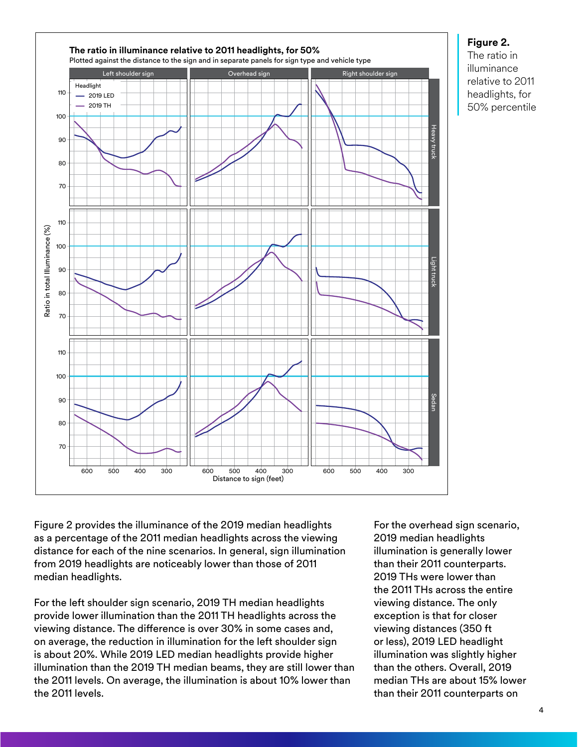**Figure 2.** The ratio in illuminance relative to 2011 headlights, for 50% percentile

Figure 2 provides the illuminance of the 2019 median headlights as a percentage of the 2011 median headlights across the viewing distance for each of the nine scenarios. In general, sign illumination from 2019 headlights are noticeably lower than those of 2011 median headlights.

For the left shoulder sign scenario, 2019 TH median headlights provide lower illumination than the 2011 TH headlights across the viewing distance. The difference is over 30% in some cases and, on average, the reduction in illumination for the left shoulder sign is about 20%. While 2019 LED median headlights provide higher illumination than the 2019 TH median beams, they are still lower than the 2011 levels. On average, the illumination is about 10% lower than the 2011 levels.

For the overhead sign scenario, 2019 median headlights illumination is generally lower than their 2011 counterparts. 2019 THs were lower than the 2011 THs across the entire viewing distance. The only exception is that for closer viewing distances (350 ft or less), 2019 LED headlight illumination was slightly higher than the others. Overall, 2019 median THs are about 15% lower than their 2011 counterparts on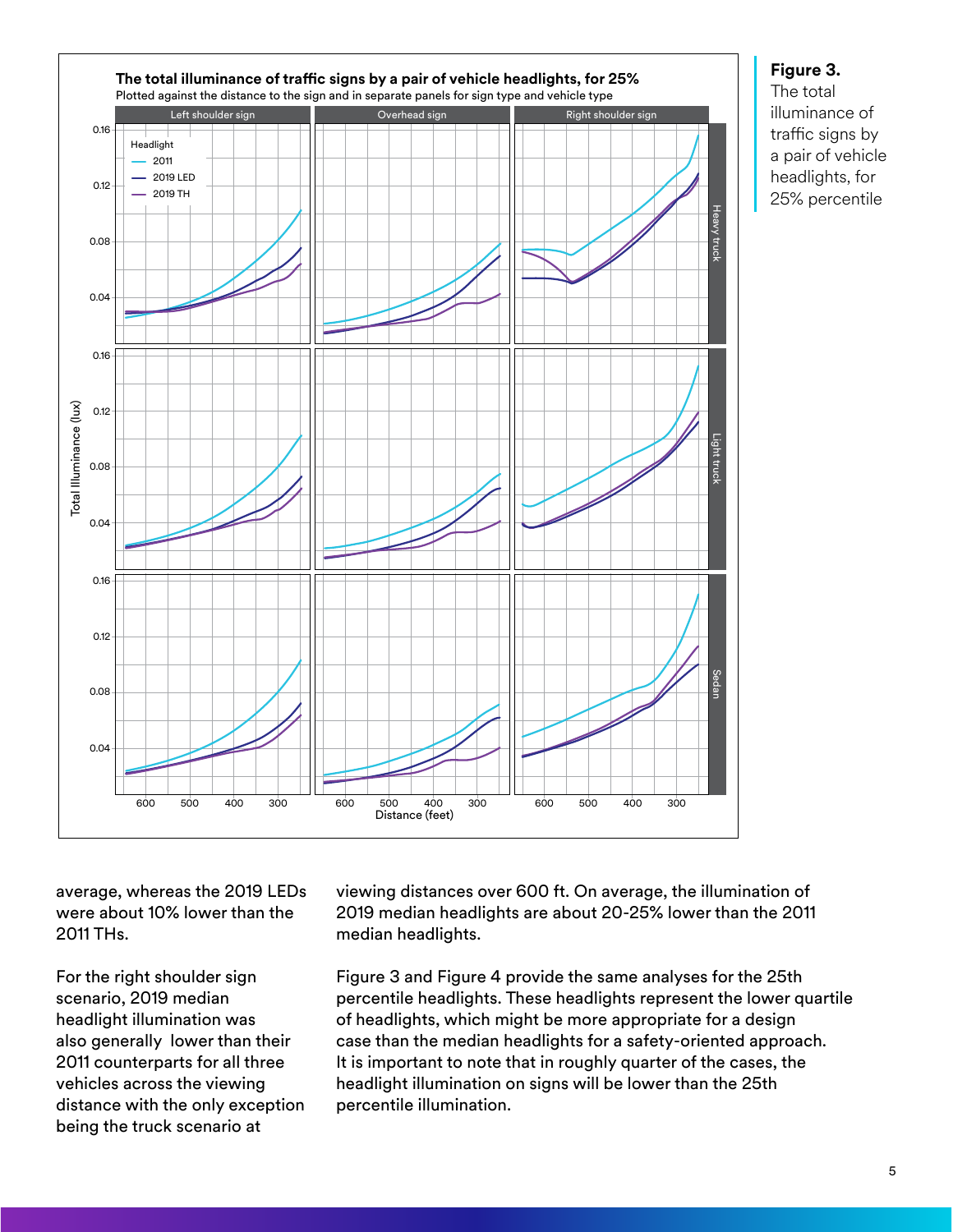**Figure 3.** The total illuminance of traffic signs by a pair of vehicle headlights, for 25% percentile

average, whereas the 2019 LEDs were about 10% lower than the 2011 THs.

For the right shoulder sign scenario, 2019 median headlight illumination was also generally lower than their 2011 counterparts for all three vehicles across the viewing distance with the only exception being the truck scenario at viewing distances over 600 ft. On average, the illumination of 2019 median headlights are about 20-25% lower than the 2011 median headlights.

Figure 3 and Figure 4 provide the same analyses for the 25th percentile headlights. These headlights represent the lower quartile of headlights, which might be more appropriate for a design case than the median headlights for a safety-oriented approach. It is important to note that in roughly quarter of the cases, the headlight illumination on signs will be lower than the 25th percentile illumination.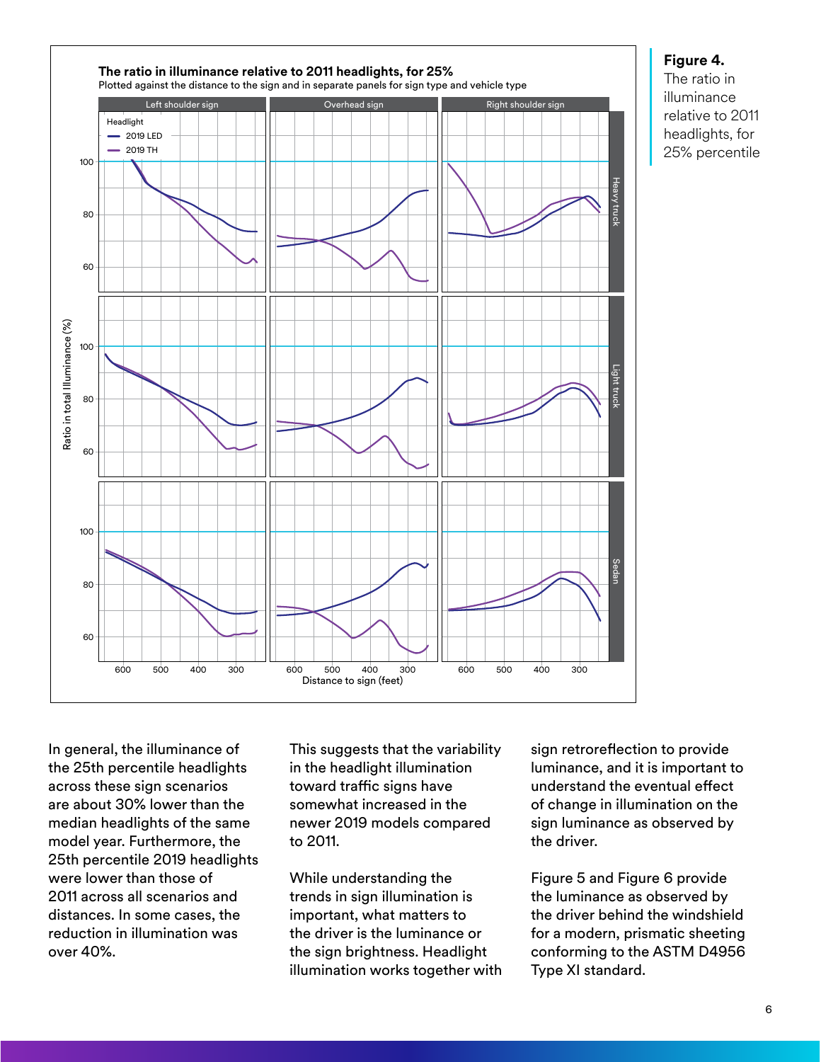**Figure 4.** The ratio in illuminance relative to 2011 headlights, for 25% percentile

In general, the illuminance of the 25th percentile headlights across these sign scenarios are about 30% lower than the median headlights of the same model year. Furthermore, the 25th percentile 2019 headlights were lower than those of 2011 across all scenarios and distances. In some cases, the reduction in illumination was over 40%.

This suggests that the variability in the headlight illumination toward traffic signs have somewhat increased in the newer 2019 models compared to 2011.

While understanding the trends in sign illumination is important, what matters to the driver is the luminance or the sign brightness. Headlight illumination works together with sign retroreflection to provide luminance, and it is important to understand the eventual effect of change in illumination on the sign luminance as observed by the driver.

Figure 5 and Figure 6 provide the luminance as observed by the driver behind the windshield for a modern, prismatic sheeting conforming to the ASTM D4956 Type XI standard.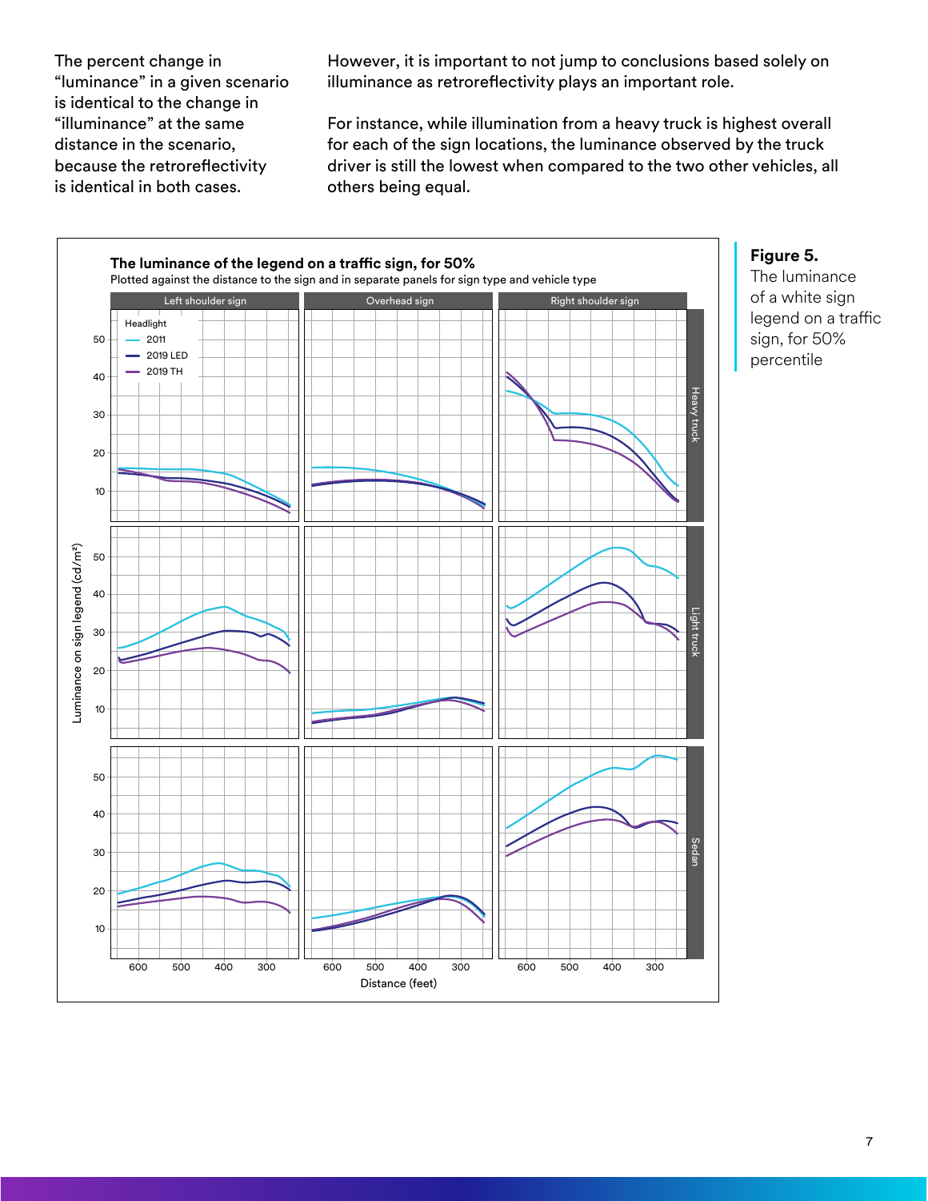The percent change in "luminance" in a given scenario is identical to the change in "illuminance" at the same distance in the scenario, because the retroreflectivity is identical in both cases.

However, it is important to not jump to conclusions based solely on illuminance as retroreflectivity plays an important role.

For instance, while illumination from a heavy truck is highest overall for each of the sign locations, the luminance observed by the truck driver is still the lowest when compared to the two other vehicles, all others being equal.

**Figure 5.** The luminance of a white sign legend on a traffic sign, for 50% percentile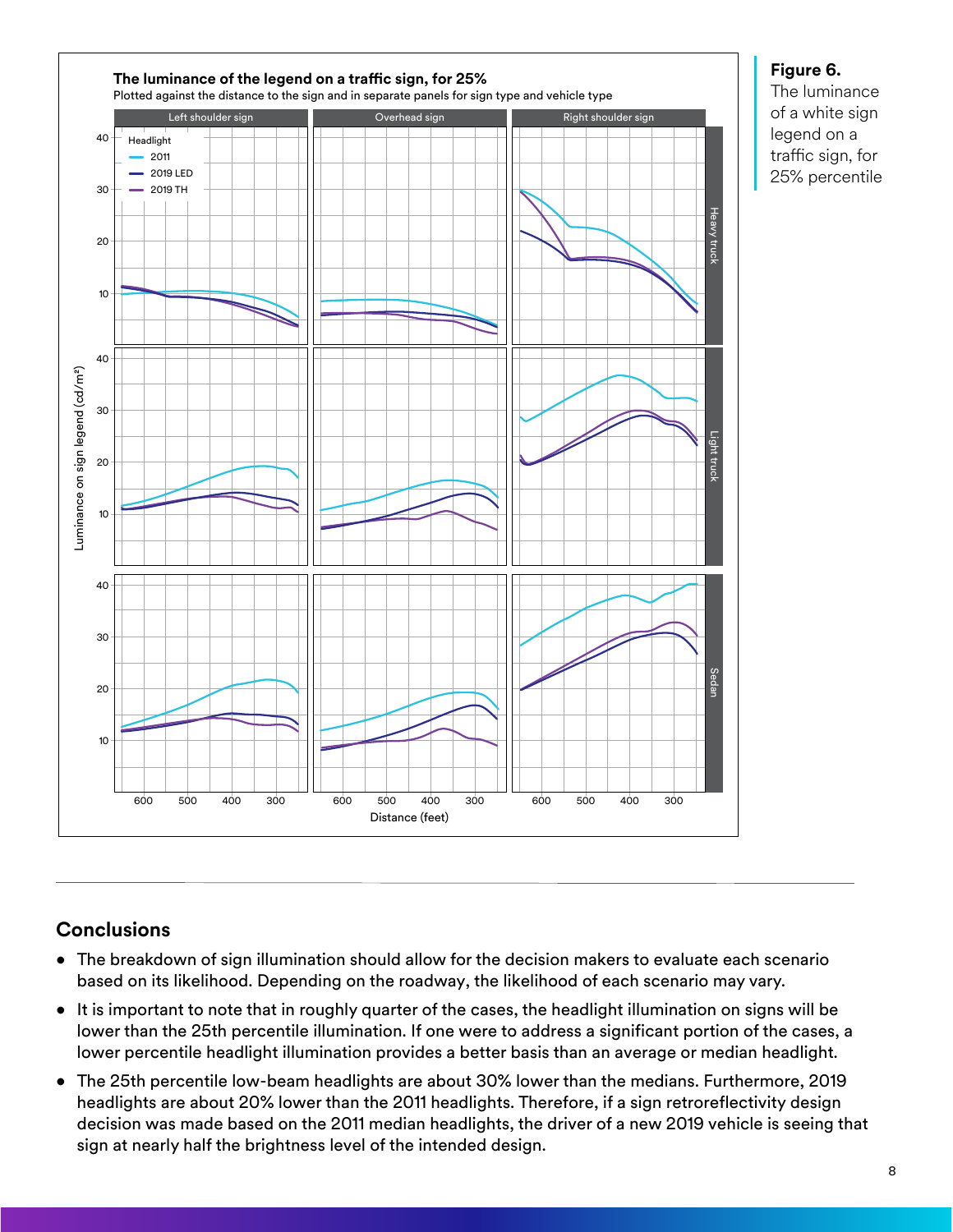**Figure 6.**
The luminance of a white sign legend on a traffic sign, for 25% percentile

## Conclusions

- The breakdown of sign illumination should allow for the decision makers to evaluate each scenario based on its likelihood. Depending on the roadway, the likelihood of each scenario may vary.
- It is important to note that in roughly quarter of the cases, the headlight illumination on signs will be lower than the 25th percentile illumination. If one were to address a significant portion of the cases, a lower percentile headlight illumination provides a better basis than an average or median headlight.
- The 25th percentile low-beam headlights are about 30% lower than the medians. Furthermore, 2019 headlights are about 20% lower than the 2011 headlights. Therefore, if a sign retroreflectivity design decision was made based on the 2011 median headlights, the driver of a new 2019 vehicle is seeing that sign at nearly half the brightness level of the intended design.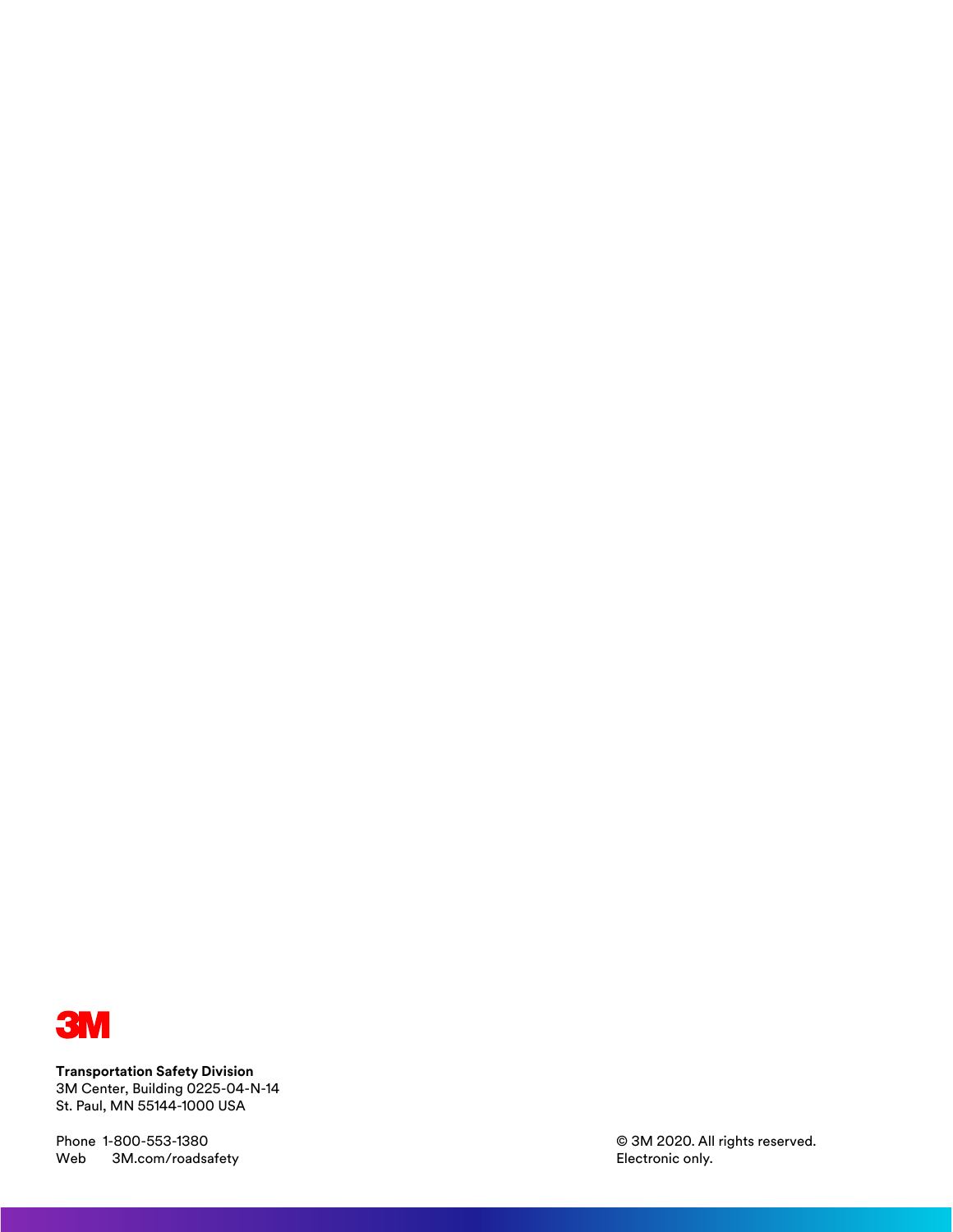3M

**Transportation Safety Division**
3M Center, Building 0225-04-N-14
St. Paul, MN 55144-1000 USA

Phone 1-800-553-1380
Web 3M.com/roadsafety

© 3M 2020. All rights reserved.
Electronic only.